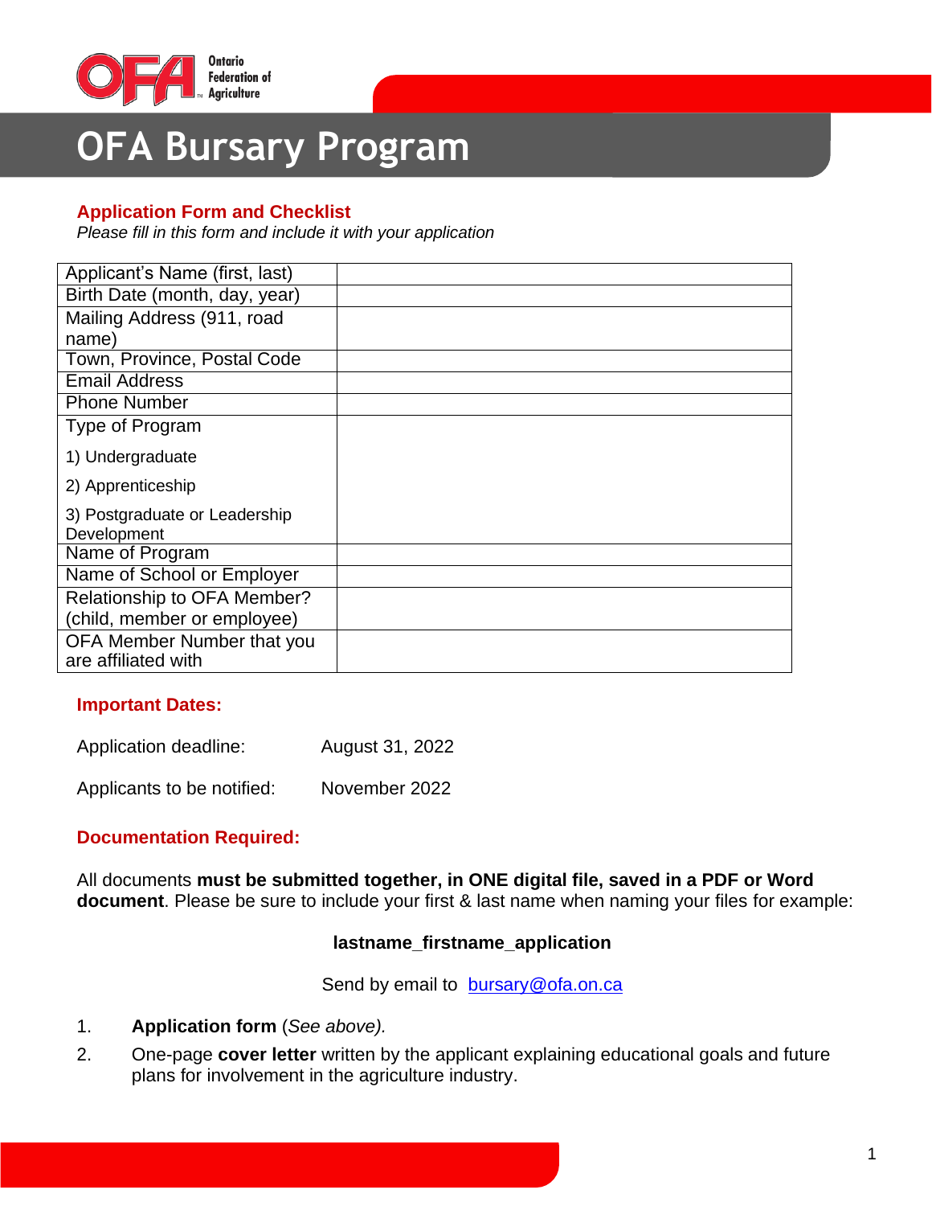# OFA Bursary Program

## Application Form and Checklist

*Please fill in this form and include it with your application*

| | |
|---|---|
| Applicant's Name (first, last) | |
| Birth Date (month, day, year) | |
| Mailing Address (911, road name) | |
| Town, Province, Postal Code | |
| Email Address | |
| Phone Number | |
| Type of Program<br>1) Undergraduate<br>2) Apprenticeship<br>3) Postgraduate or Leadership Development | |
| Name of Program | |
| Name of School or Employer | |
| Relationship to OFA Member? (child, member or employee) | |
| OFA Member Number that you are affiliated with | |

## Important Dates:

Application deadline: August 31, 2022

Applicants to be notified: November 2022

## Documentation Required:

All documents **must be submitted together, in ONE digital file, saved in a PDF or Word document**. Please be sure to include your first & last name when naming your files for example:

**lastname_firstname_application**

Send by email to bursary@ofa.on.ca

1. **Application form** (*See above).*
2. One-page **cover letter** written by the applicant explaining educational goals and future plans for involvement in the agriculture industry.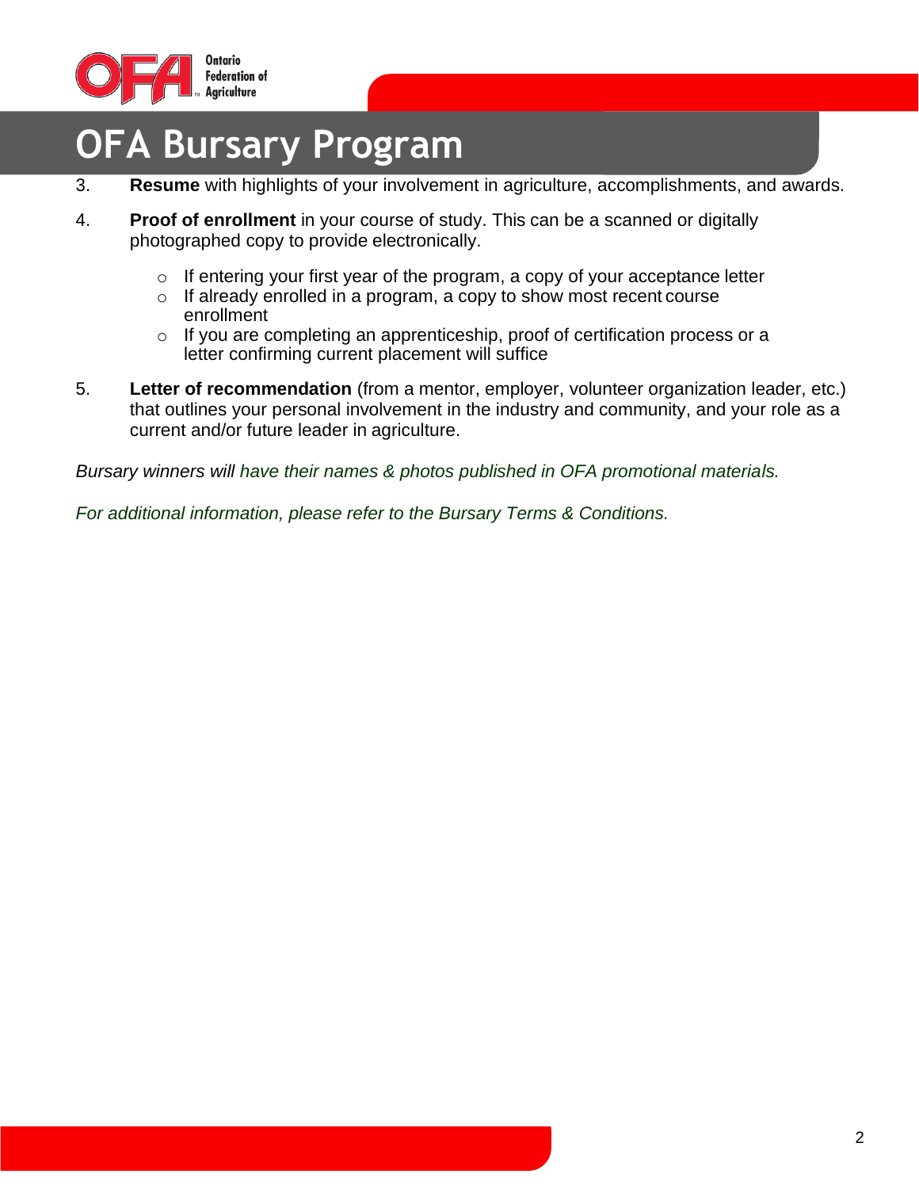# OFA Bursary Program

3. **Resume** with highlights of your involvement in agriculture, accomplishments, and awards.

4. **Proof of enrollment** in your course of study. This can be a scanned or digitally photographed copy to provide electronically.

   - If entering your first year of the program, a copy of your acceptance letter
   - If already enrolled in a program, a copy to show most recent course enrollment
   - If you are completing an apprenticeship, proof of certification process or a letter confirming current placement will suffice

5. **Letter of recommendation** (from a mentor, employer, volunteer organization leader, etc.) that outlines your personal involvement in the industry and community, and your role as a current and/or future leader in agriculture.

*Bursary winners will have their names & photos published in OFA promotional materials.*

*For additional information, please refer to the Bursary Terms & Conditions.*